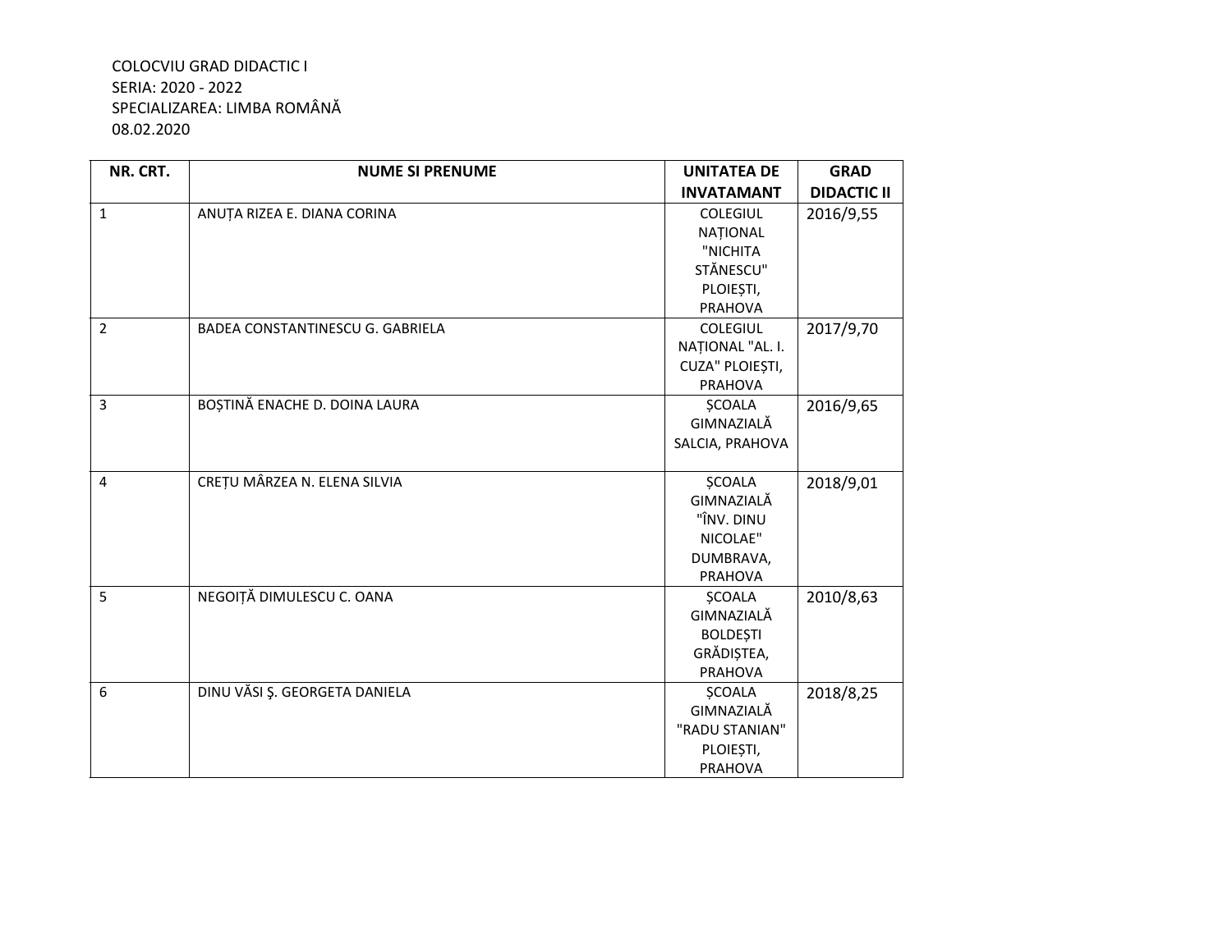COLOCVIU GRAD DIDACTIC I
SERIA: 2020 - 2022
SPECIALIZAREA: LIMBA ROMÂNĂ
08.02.2020

| NR. CRT. | NUME SI PRENUME | UNITATEA DE INVATAMANT | GRAD DIDACTIC II |
|---|---|---|---|
| 1 | ANUȚA RIZEA E. DIANA CORINA | COLEGIUL NAȚIONAL "NICHITA STĂNESCU" PLOIEȘTI, PRAHOVA | 2016/9,55 |
| 2 | BADEA CONSTANTINESCU G. GABRIELA | COLEGIUL NAȚIONAL "AL. I. CUZA" PLOIEȘTI, PRAHOVA | 2017/9,70 |
| 3 | BOȘTINĂ ENACHE D. DOINA LAURA | ȘCOALA GIMNAZIALĂ SALCIA, PRAHOVA | 2016/9,65 |
| 4 | CREȚU MÂRZEA N. ELENA SILVIA | ȘCOALA GIMNAZIALĂ "ÎNV. DINU NICOLAE" DUMBRAVA, PRAHOVA | 2018/9,01 |
| 5 | NEGOIȚĂ DIMULESCU C. OANA | ȘCOALA GIMNAZIALĂ BOLDEȘTI GRĂDIȘTEA, PRAHOVA | 2010/8,63 |
| 6 | DINU VĂSI Ş. GEORGETA DANIELA | ȘCOALA GIMNAZIALĂ "RADU STANIAN" PLOIEȘTI, PRAHOVA | 2018/8,25 |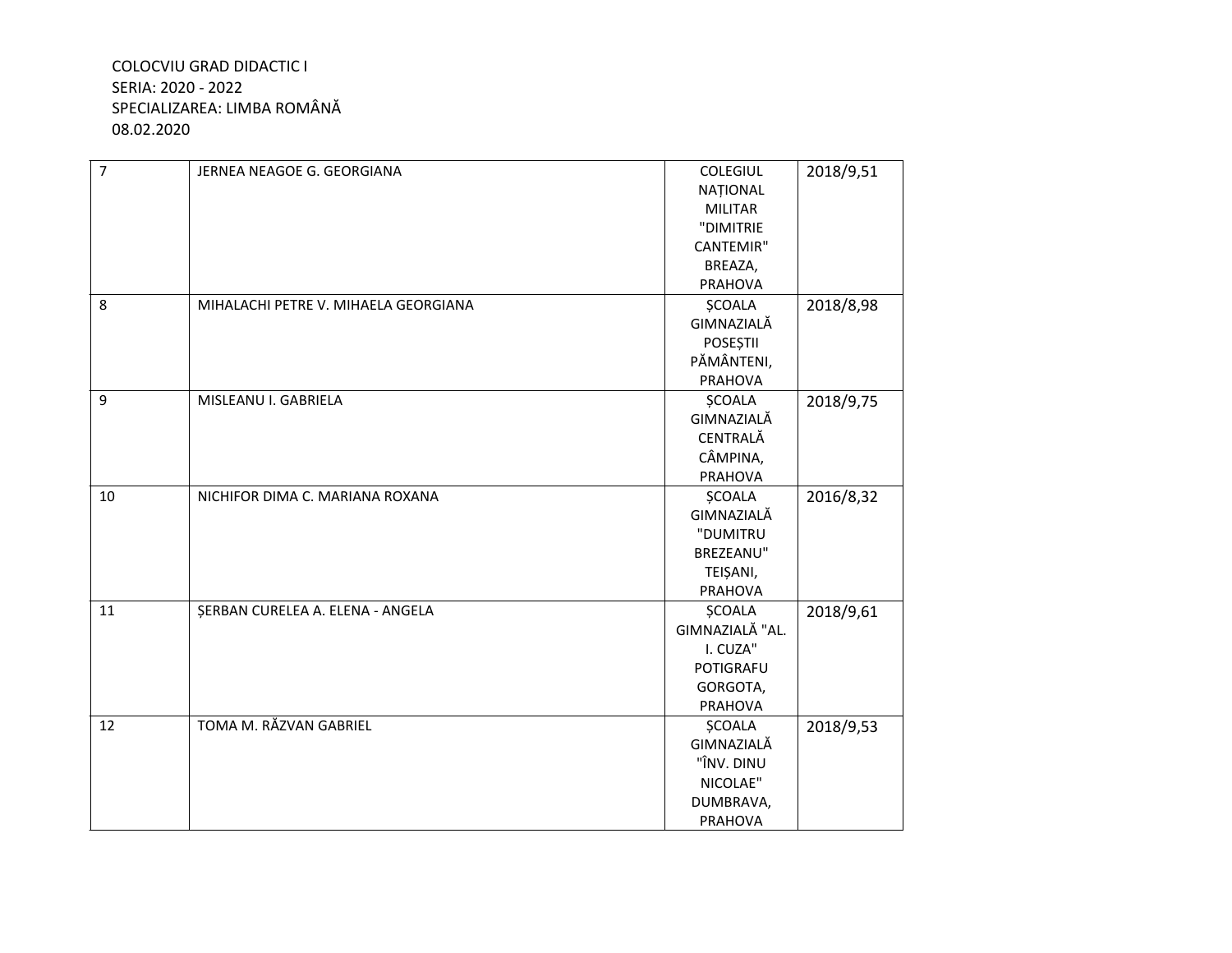COLOCVIU GRAD DIDACTIC I
SERIA: 2020 - 2022
SPECIALIZAREA: LIMBA ROMÂNĂ
08.02.2020

| | | | |
|---|---|---|---|
| 7 | JERNEA NEAGOE G. GEORGIANA | COLEGIUL NAȚIONAL MILITAR "DIMITRIE CANTEMIR" BREAZA, PRAHOVA | 2018/9,51 |
| 8 | MIHALACHI PETRE V. MIHAELA GEORGIANA | ȘCOALA GIMNAZIALĂ POSEȘTII PĂMÂNTENI, PRAHOVA | 2018/8,98 |
| 9 | MISLEANU I. GABRIELA | ȘCOALA GIMNAZIALĂ CENTRALĂ CÂMPINA, PRAHOVA | 2018/9,75 |
| 10 | NICHIFOR DIMA C. MARIANA ROXANA | ȘCOALA GIMNAZIALĂ "DUMITRU BREZEANU" TEIȘANI, PRAHOVA | 2016/8,32 |
| 11 | ȘERBAN CURELEA A. ELENA - ANGELA | ȘCOALA GIMNAZIALĂ "AL. I. CUZA" POTIGRAFU GORGOTA, PRAHOVA | 2018/9,61 |
| 12 | TOMA M. RĂZVAN GABRIEL | ȘCOALA GIMNAZIALĂ "ÎNV. DINU NICOLAE" DUMBRAVA, PRAHOVA | 2018/9,53 |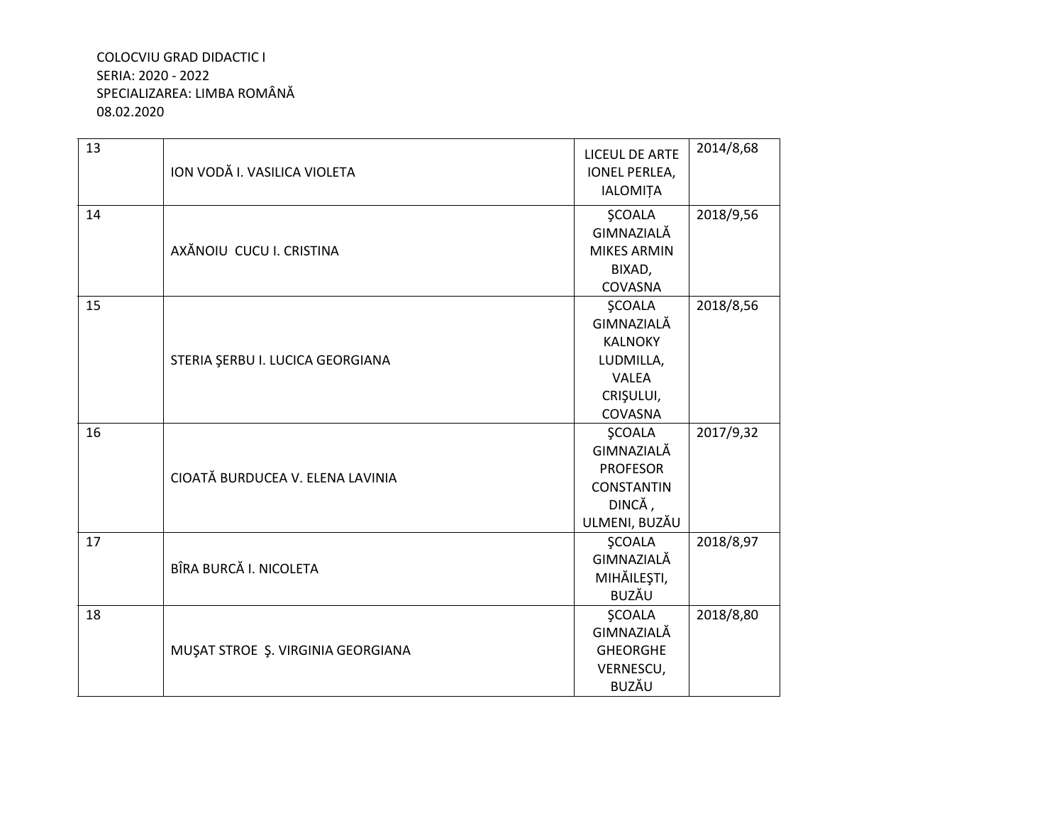COLOCVIU GRAD DIDACTIC I
SERIA: 2020 - 2022
SPECIALIZAREA: LIMBA ROMÂNĂ
08.02.2020

| | | | |
|---|---|---|---|
| 13 | ION VODĂ I. VASILICA VIOLETA | LICEUL DE ARTE IONEL PERLEA, IALOMIȚA | 2014/8,68 |
| 14 | AXĂNOIU CUCU I. CRISTINA | ŞCOALA GIMNAZIALĂ MIKES ARMIN BIXAD, COVASNA | 2018/9,56 |
| 15 | STERIA ŞERBU I. LUCICA GEORGIANA | ŞCOALA GIMNAZIALĂ KALNOKY LUDMILLA, VALEA CRIŞULUI, COVASNA | 2018/8,56 |
| 16 | CIOATĂ BURDUCEA V. ELENA LAVINIA | ŞCOALA GIMNAZIALĂ PROFESOR CONSTANTIN DINCĂ , ULMENI, BUZĂU | 2017/9,32 |
| 17 | BÎRA BURCĂ I. NICOLETA | ŞCOALA GIMNAZIALĂ MIHĂILEŞTI, BUZĂU | 2018/8,97 |
| 18 | MUŞAT STROE Ş. VIRGINIA GEORGIANA | ŞCOALA GIMNAZIALĂ GHEORGHE VERNESCU, BUZĂU | 2018/8,80 |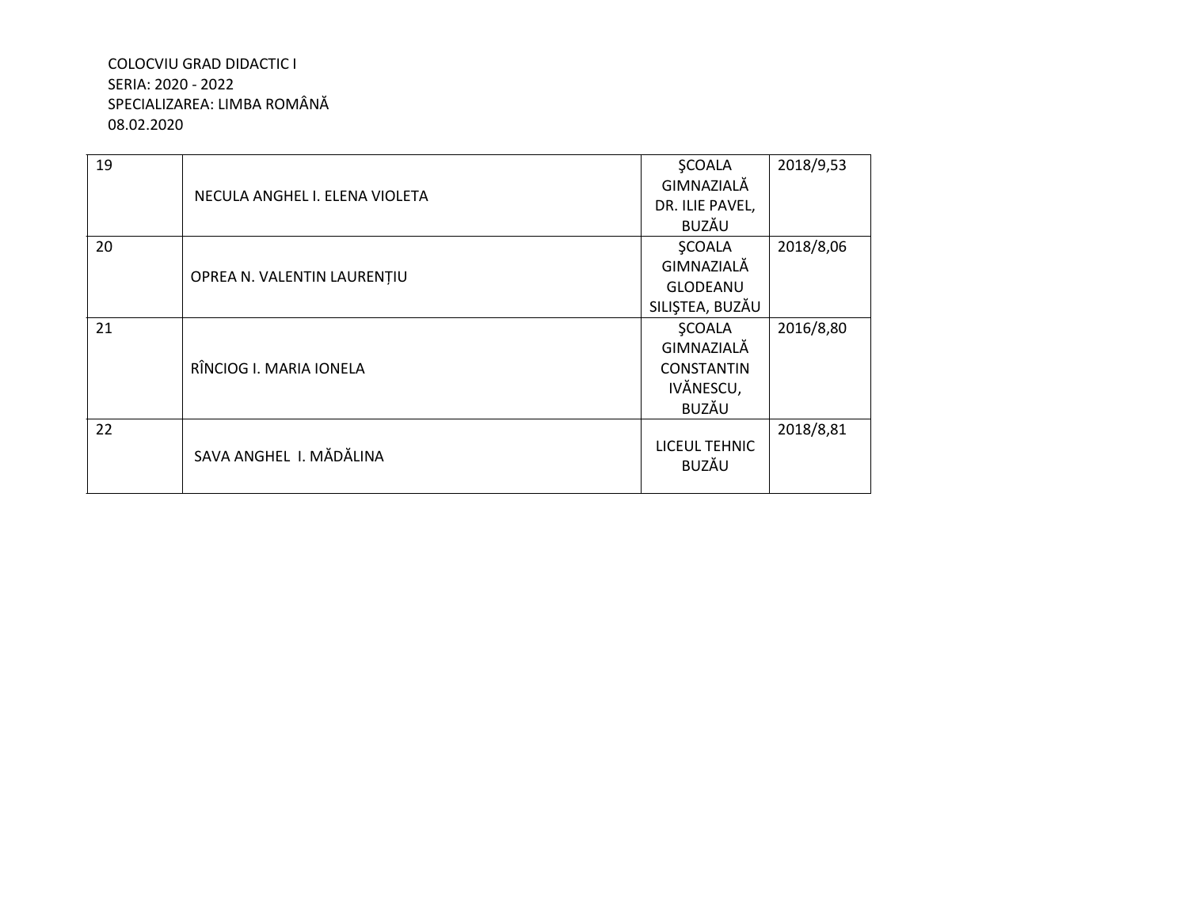COLOCVIU GRAD DIDACTIC I
SERIA: 2020 - 2022
SPECIALIZAREA: LIMBA ROMÂNĂ
08.02.2020

| | | | |
|---|---|---|---|
| 19 | NECULA ANGHEL I. ELENA VIOLETA | ŞCOALA GIMNAZIALĂ DR. ILIE PAVEL, BUZĂU | 2018/9,53 |
| 20 | OPREA N. VALENTIN LAURENȚIU | ŞCOALA GIMNAZIALĂ GLODEANU SILIŞTEA, BUZĂU | 2018/8,06 |
| 21 | RÎNCIOG I. MARIA IONELA | ŞCOALA GIMNAZIALĂ CONSTANTIN IVĂNESCU, BUZĂU | 2016/8,80 |
| 22 | SAVA ANGHEL I. MĂDĂLINA | LICEUL TEHNIC BUZĂU | 2018/8,81 |